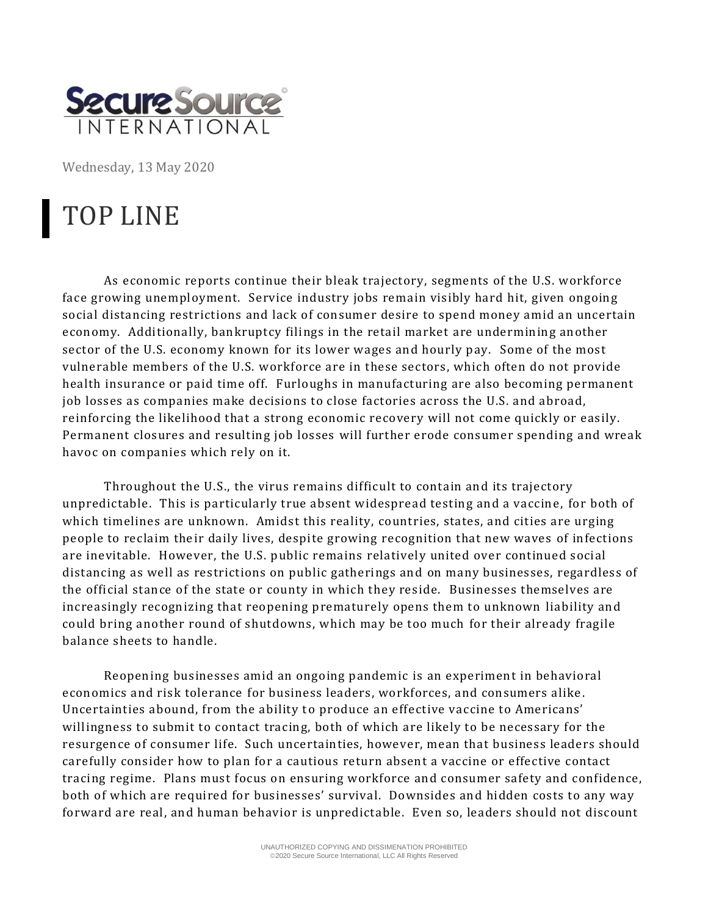Secure Source INTERNATIONAL

Wednesday, 13 May 2020

# TOP LINE

As economic reports continue their bleak trajectory, segments of the U.S. workforce face growing unemployment. Service industry jobs remain visibly hard hit, given ongoing social distancing restrictions and lack of consumer desire to spend money amid an uncertain economy. Additionally, bankruptcy filings in the retail market are undermining another sector of the U.S. economy known for its lower wages and hourly pay. Some of the most vulnerable members of the U.S. workforce are in these sectors, which often do not provide health insurance or paid time off. Furloughs in manufacturing are also becoming permanent job losses as companies make decisions to close factories across the U.S. and abroad, reinforcing the likelihood that a strong economic recovery will not come quickly or easily. Permanent closures and resulting job losses will further erode consumer spending and wreak havoc on companies which rely on it.

Throughout the U.S., the virus remains difficult to contain and its trajectory unpredictable. This is particularly true absent widespread testing and a vaccine, for both of which timelines are unknown. Amidst this reality, countries, states, and cities are urging people to reclaim their daily lives, despite growing recognition that new waves of infections are inevitable. However, the U.S. public remains relatively united over continued social distancing as well as restrictions on public gatherings and on many businesses, regardless of the official stance of the state or county in which they reside. Businesses themselves are increasingly recognizing that reopening prematurely opens them to unknown liability and could bring another round of shutdowns, which may be too much for their already fragile balance sheets to handle.

Reopening businesses amid an ongoing pandemic is an experiment in behavioral economics and risk tolerance for business leaders, workforces, and consumers alike. Uncertainties abound, from the ability to produce an effective vaccine to Americans' willingness to submit to contact tracing, both of which are likely to be necessary for the resurgence of consumer life. Such uncertainties, however, mean that business leaders should carefully consider how to plan for a cautious return absent a vaccine or effective contact tracing regime. Plans must focus on ensuring workforce and consumer safety and confidence, both of which are required for businesses' survival. Downsides and hidden costs to any way forward are real, and human behavior is unpredictable. Even so, leaders should not discount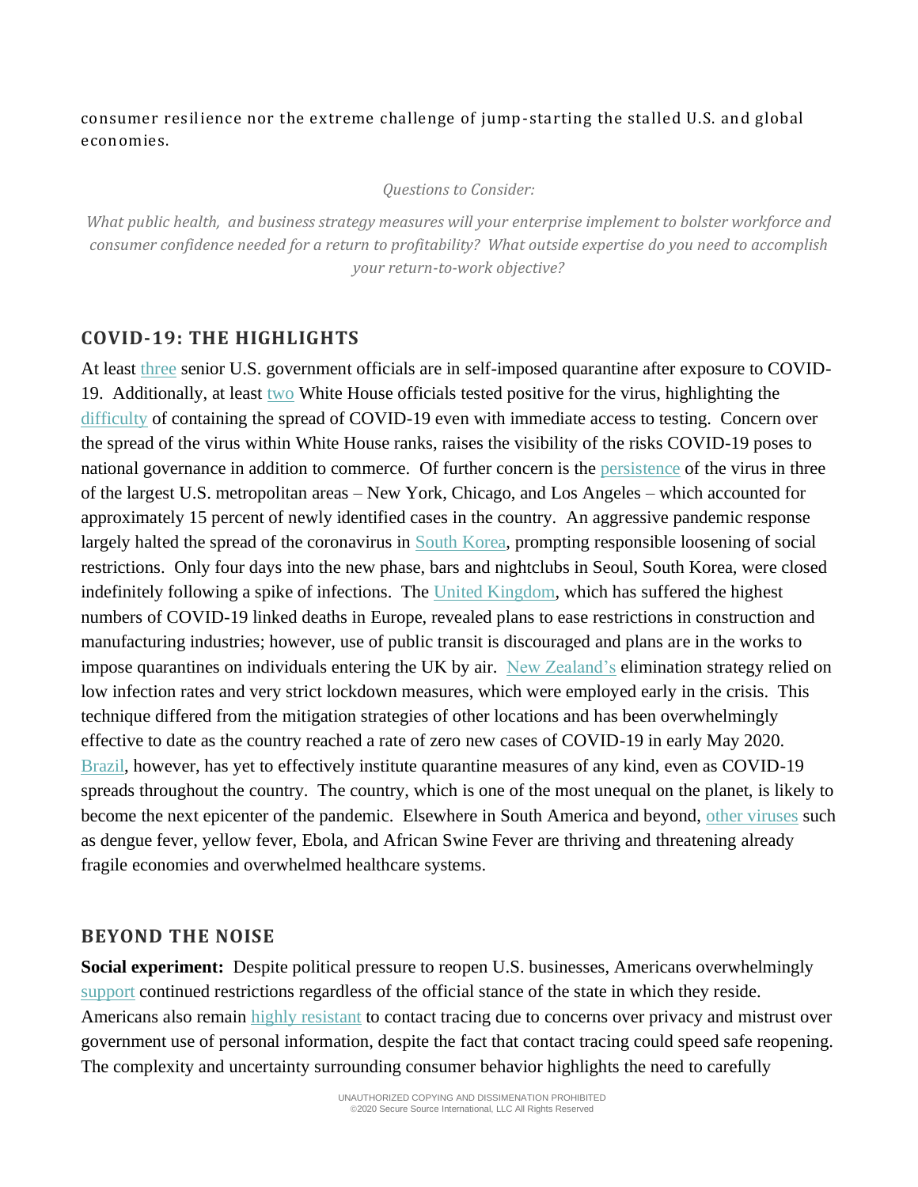consumer resilience nor the extreme challenge of jump-starting the stalled U.S. and global economies.

*Questions to Consider:*

*What public health, and business strategy measures will your enterprise implement to bolster workforce and consumer confidence needed for a return to profitability? What outside expertise do you need to accomplish your return-to-work objective?*

## COVID-19: THE HIGHLIGHTS

At least three senior U.S. government officials are in self-imposed quarantine after exposure to COVID-19. Additionally, at least two White House officials tested positive for the virus, highlighting the difficulty of containing the spread of COVID-19 even with immediate access to testing. Concern over the spread of the virus within White House ranks, raises the visibility of the risks COVID-19 poses to national governance in addition to commerce. Of further concern is the persistence of the virus in three of the largest U.S. metropolitan areas – New York, Chicago, and Los Angeles – which accounted for approximately 15 percent of newly identified cases in the country. An aggressive pandemic response largely halted the spread of the coronavirus in South Korea, prompting responsible loosening of social restrictions. Only four days into the new phase, bars and nightclubs in Seoul, South Korea, were closed indefinitely following a spike of infections. The United Kingdom, which has suffered the highest numbers of COVID-19 linked deaths in Europe, revealed plans to ease restrictions in construction and manufacturing industries; however, use of public transit is discouraged and plans are in the works to impose quarantines on individuals entering the UK by air. New Zealand's elimination strategy relied on low infection rates and very strict lockdown measures, which were employed early in the crisis. This technique differed from the mitigation strategies of other locations and has been overwhelmingly effective to date as the country reached a rate of zero new cases of COVID-19 in early May 2020. Brazil, however, has yet to effectively institute quarantine measures of any kind, even as COVID-19 spreads throughout the country. The country, which is one of the most unequal on the planet, is likely to become the next epicenter of the pandemic. Elsewhere in South America and beyond, other viruses such as dengue fever, yellow fever, Ebola, and African Swine Fever are thriving and threatening already fragile economies and overwhelmed healthcare systems.

## BEYOND THE NOISE

**Social experiment:** Despite political pressure to reopen U.S. businesses, Americans overwhelmingly support continued restrictions regardless of the official stance of the state in which they reside. Americans also remain highly resistant to contact tracing due to concerns over privacy and mistrust over government use of personal information, despite the fact that contact tracing could speed safe reopening. The complexity and uncertainty surrounding consumer behavior highlights the need to carefully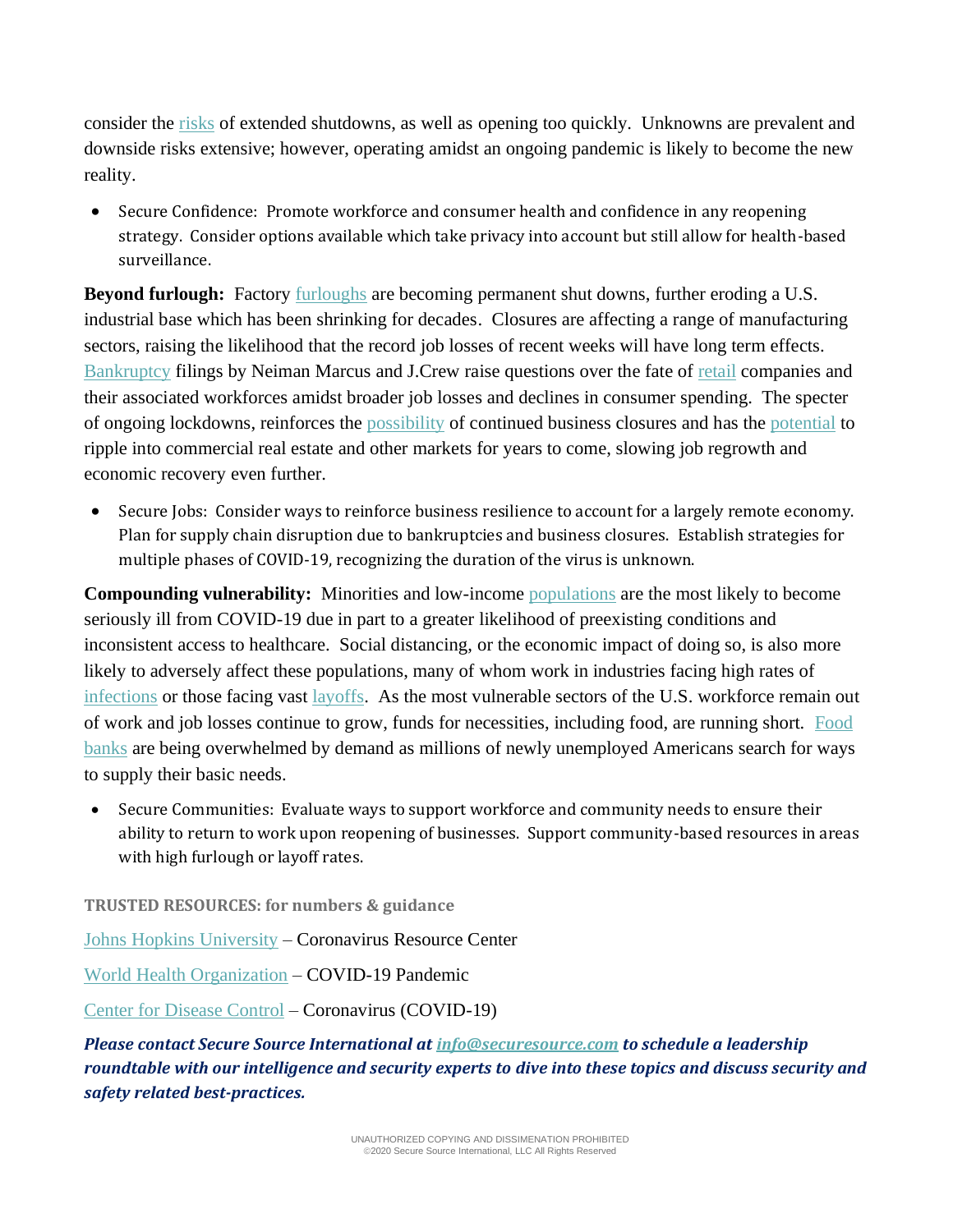consider the risks of extended shutdowns, as well as opening too quickly. Unknowns are prevalent and downside risks extensive; however, operating amidst an ongoing pandemic is likely to become the new reality.

- Secure Confidence: Promote workforce and consumer health and confidence in any reopening strategy. Consider options available which take privacy into account but still allow for health-based surveillance.

**Beyond furlough:** Factory furloughs are becoming permanent shut downs, further eroding a U.S. industrial base which has been shrinking for decades. Closures are affecting a range of manufacturing sectors, raising the likelihood that the record job losses of recent weeks will have long term effects. Bankruptcy filings by Neiman Marcus and J.Crew raise questions over the fate of retail companies and their associated workforces amidst broader job losses and declines in consumer spending. The specter of ongoing lockdowns, reinforces the possibility of continued business closures and has the potential to ripple into commercial real estate and other markets for years to come, slowing job regrowth and economic recovery even further.

- Secure Jobs: Consider ways to reinforce business resilience to account for a largely remote economy. Plan for supply chain disruption due to bankruptcies and business closures. Establish strategies for multiple phases of COVID-19, recognizing the duration of the virus is unknown.

**Compounding vulnerability:** Minorities and low-income populations are the most likely to become seriously ill from COVID-19 due in part to a greater likelihood of preexisting conditions and inconsistent access to healthcare. Social distancing, or the economic impact of doing so, is also more likely to adversely affect these populations, many of whom work in industries facing high rates of infections or those facing vast layoffs. As the most vulnerable sectors of the U.S. workforce remain out of work and job losses continue to grow, funds for necessities, including food, are running short. Food banks are being overwhelmed by demand as millions of newly unemployed Americans search for ways to supply their basic needs.

- Secure Communities: Evaluate ways to support workforce and community needs to ensure their ability to return to work upon reopening of businesses. Support community-based resources in areas with high furlough or layoff rates.

**TRUSTED RESOURCES: for numbers & guidance**

Johns Hopkins University – Coronavirus Resource Center

World Health Organization – COVID-19 Pandemic

Center for Disease Control – Coronavirus (COVID-19)

***Please contact Secure Source International at info@securesource.com to schedule a leadership roundtable with our intelligence and security experts to dive into these topics and discuss security and safety related best-practices.***

UNAUTHORIZED COPYING AND DISSIMENATION PROHIBITED
©2020 Secure Source International, LLC All Rights Reserved